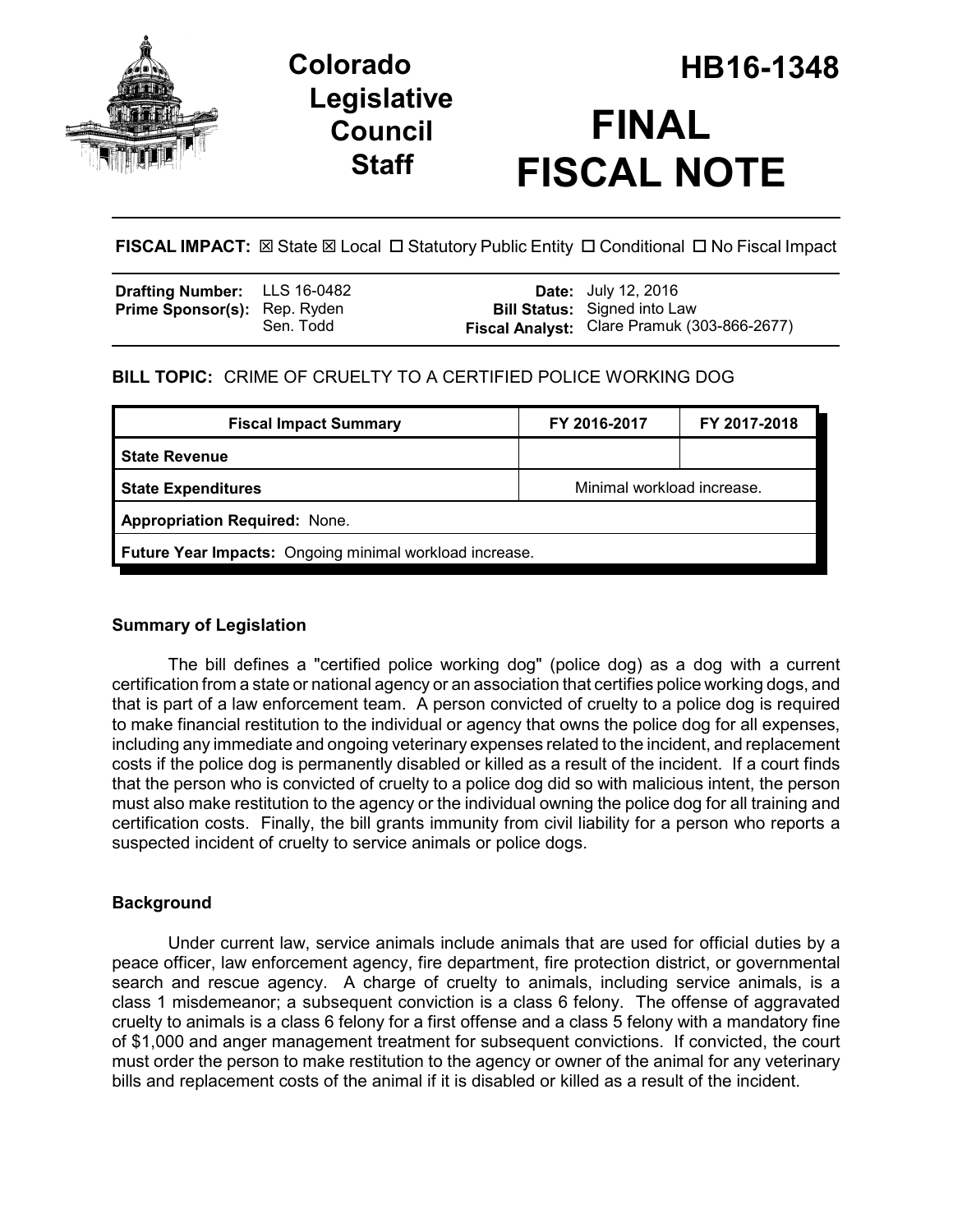# Colorado Legislative Council Staff

# HB16-1348

# FINAL FISCAL NOTE

**FISCAL IMPACT:** ☒ State ☒ Local ☐ Statutory Public Entity ☐ Conditional ☐ No Fiscal Impact

| | | | |
|---|---|---|---|
| **Drafting Number:** | LLS 16-0482 | **Date:** | July 12, 2016 |
| **Prime Sponsor(s):** | Rep. Ryden<br>Sen. Todd | **Bill Status:** | Signed into Law |
| | | **Fiscal Analyst:** | Clare Pramuk (303-866-2677) |

**BILL TOPIC:** CRIME OF CRUELTY TO A CERTIFIED POLICE WORKING DOG

| Fiscal Impact Summary | FY 2016-2017 | FY 2017-2018 |
|---|---|---|
| **State Revenue** | | |
| **State Expenditures** | Minimal workload increase. | |
| **Appropriation Required:** None. | | |
| **Future Year Impacts:** Ongoing minimal workload increase. | | |

## Summary of Legislation

The bill defines a "certified police working dog" (police dog) as a dog with a current certification from a state or national agency or an association that certifies police working dogs, and that is part of a law enforcement team. A person convicted of cruelty to a police dog is required to make financial restitution to the individual or agency that owns the police dog for all expenses, including any immediate and ongoing veterinary expenses related to the incident, and replacement costs if the police dog is permanently disabled or killed as a result of the incident. If a court finds that the person who is convicted of cruelty to a police dog did so with malicious intent, the person must also make restitution to the agency or the individual owning the police dog for all training and certification costs. Finally, the bill grants immunity from civil liability for a person who reports a suspected incident of cruelty to service animals or police dogs.

## Background

Under current law, service animals include animals that are used for official duties by a peace officer, law enforcement agency, fire department, fire protection district, or governmental search and rescue agency. A charge of cruelty to animals, including service animals, is a class 1 misdemeanor; a subsequent conviction is a class 6 felony. The offense of aggravated cruelty to animals is a class 6 felony for a first offense and a class 5 felony with a mandatory fine of $1,000 and anger management treatment for subsequent convictions. If convicted, the court must order the person to make restitution to the agency or owner of the animal for any veterinary bills and replacement costs of the animal if it is disabled or killed as a result of the incident.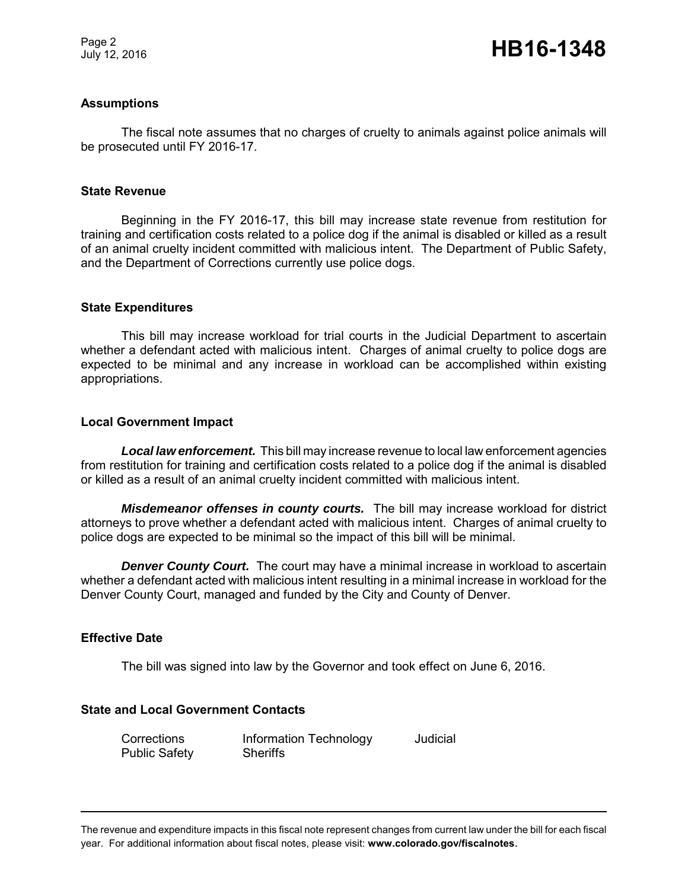### Assumptions

The fiscal note assumes that no charges of cruelty to animals against police animals will be prosecuted until FY 2016-17.

### State Revenue

Beginning in the FY 2016-17, this bill may increase state revenue from restitution for training and certification costs related to a police dog if the animal is disabled or killed as a result of an animal cruelty incident committed with malicious intent. The Department of Public Safety, and the Department of Corrections currently use police dogs.

### State Expenditures

This bill may increase workload for trial courts in the Judicial Department to ascertain whether a defendant acted with malicious intent. Charges of animal cruelty to police dogs are expected to be minimal and any increase in workload can be accomplished within existing appropriations.

### Local Government Impact

***Local law enforcement.*** This bill may increase revenue to local law enforcement agencies from restitution for training and certification costs related to a police dog if the animal is disabled or killed as a result of an animal cruelty incident committed with malicious intent.

***Misdemeanor offenses in county courts.*** The bill may increase workload for district attorneys to prove whether a defendant acted with malicious intent. Charges of animal cruelty to police dogs are expected to be minimal so the impact of this bill will be minimal.

***Denver County Court.*** The court may have a minimal increase in workload to ascertain whether a defendant acted with malicious intent resulting in a minimal increase in workload for the Denver County Court, managed and funded by the City and County of Denver.

### Effective Date

The bill was signed into law by the Governor and took effect on June 6, 2016.

### State and Local Government Contacts

| | | |
|---|---|---|
| Corrections | Information Technology | Judicial |
| Public Safety | Sheriffs | |

The revenue and expenditure impacts in this fiscal note represent changes from current law under the bill for each fiscal year. For additional information about fiscal notes, please visit: **www.colorado.gov/fiscalnotes.**